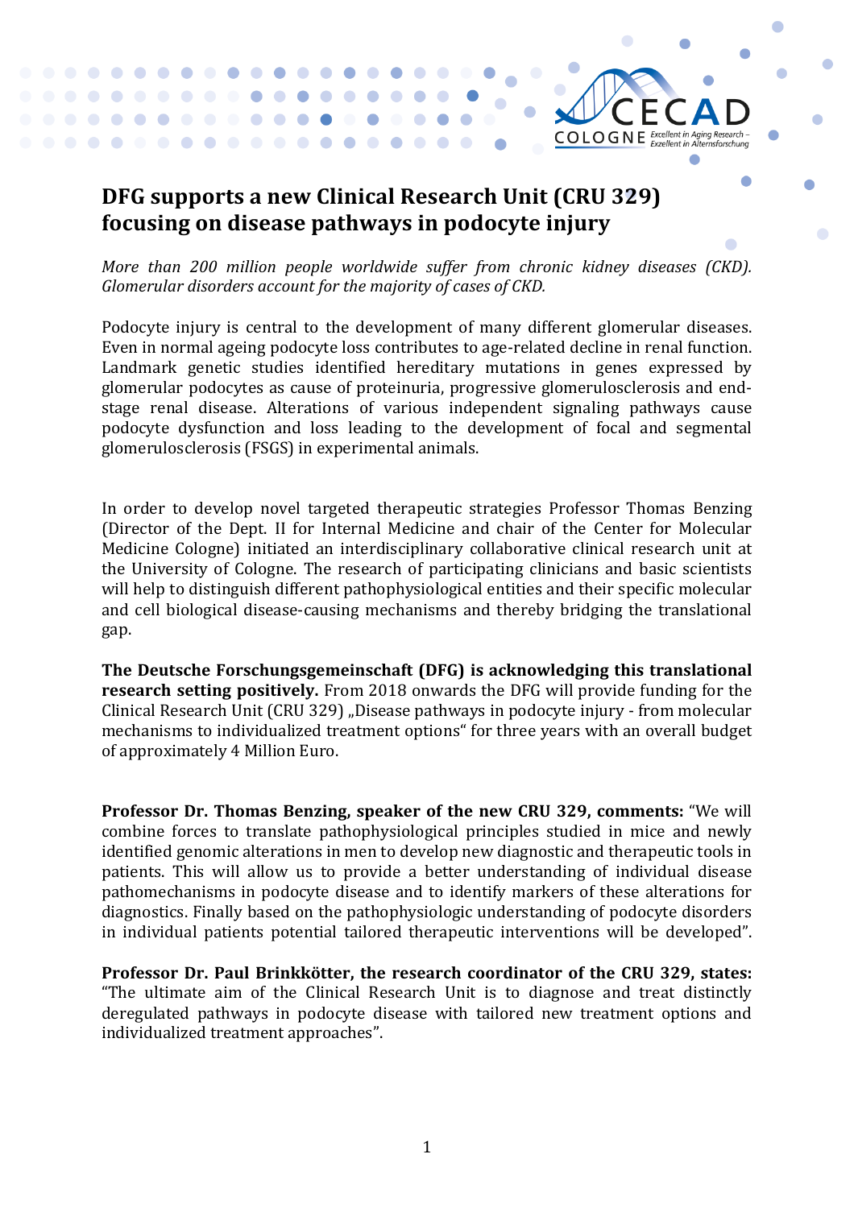# DFG supports a new Clinical Research Unit (CRU 329) focusing on disease pathways in podocyte injury

*More than 200 million people worldwide suffer from chronic kidney diseases (CKD). Glomerular disorders account for the majority of cases of CKD.*

Podocyte injury is central to the development of many different glomerular diseases. Even in normal ageing podocyte loss contributes to age-related decline in renal function. Landmark genetic studies identified hereditary mutations in genes expressed by glomerular podocytes as cause of proteinuria, progressive glomerulosclerosis and end-stage renal disease. Alterations of various independent signaling pathways cause podocyte dysfunction and loss leading to the development of focal and segmental glomerulosclerosis (FSGS) in experimental animals.

In order to develop novel targeted therapeutic strategies Professor Thomas Benzing (Director of the Dept. II for Internal Medicine and chair of the Center for Molecular Medicine Cologne) initiated an interdisciplinary collaborative clinical research unit at the University of Cologne. The research of participating clinicians and basic scientists will help to distinguish different pathophysiological entities and their specific molecular and cell biological disease-causing mechanisms and thereby bridging the translational gap.

**The Deutsche Forschungsgemeinschaft (DFG) is acknowledging this translational research setting positively.** From 2018 onwards the DFG will provide funding for the Clinical Research Unit (CRU 329) „Disease pathways in podocyte injury - from molecular mechanisms to individualized treatment options“ for three years with an overall budget of approximately 4 Million Euro.

**Professor Dr. Thomas Benzing, speaker of the new CRU 329, comments:** “We will combine forces to translate pathophysiological principles studied in mice and newly identified genomic alterations in men to develop new diagnostic and therapeutic tools in patients. This will allow us to provide a better understanding of individual disease pathomechanisms in podocyte disease and to identify markers of these alterations for diagnostics. Finally based on the pathophysiologic understanding of podocyte disorders in individual patients potential tailored therapeutic interventions will be developed”.

**Professor Dr. Paul Brinkkötter, the research coordinator of the CRU 329, states:** “The ultimate aim of the Clinical Research Unit is to diagnose and treat distinctly deregulated pathways in podocyte disease with tailored new treatment options and individualized treatment approaches”.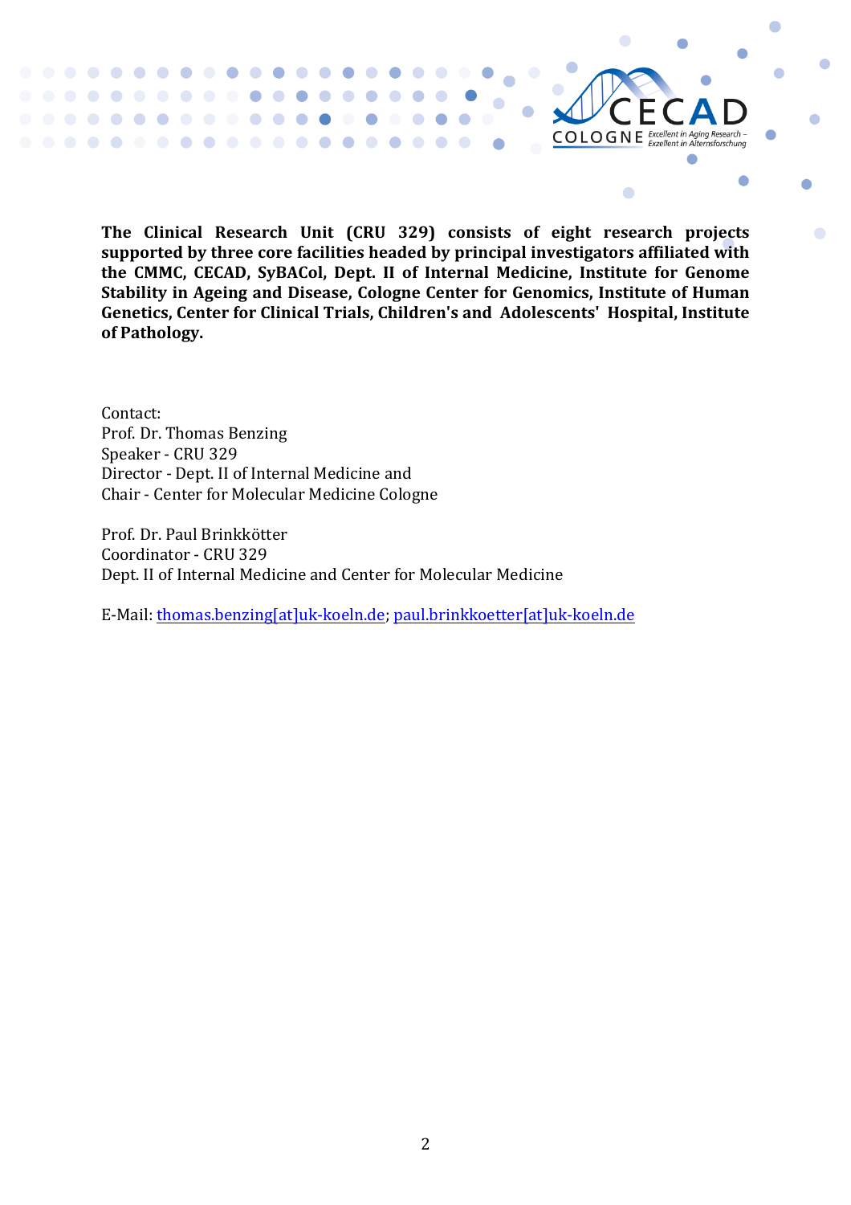**The Clinical Research Unit (CRU 329) consists of eight research projects supported by three core facilities headed by principal investigators affiliated with the CMMC, CECAD, SyBACol, Dept. II of Internal Medicine, Institute for Genome Stability in Ageing and Disease, Cologne Center for Genomics, Institute of Human Genetics, Center for Clinical Trials, Children's and Adolescents' Hospital, Institute of Pathology.**

Contact:
Prof. Dr. Thomas Benzing
Speaker - CRU 329
Director - Dept. II of Internal Medicine and
Chair - Center for Molecular Medicine Cologne

Prof. Dr. Paul Brinkkötter
Coordinator - CRU 329
Dept. II of Internal Medicine and Center for Molecular Medicine

E-Mail: thomas.benzing[at]uk-koeln.de; paul.brinkkoetter[at]uk-koeln.de